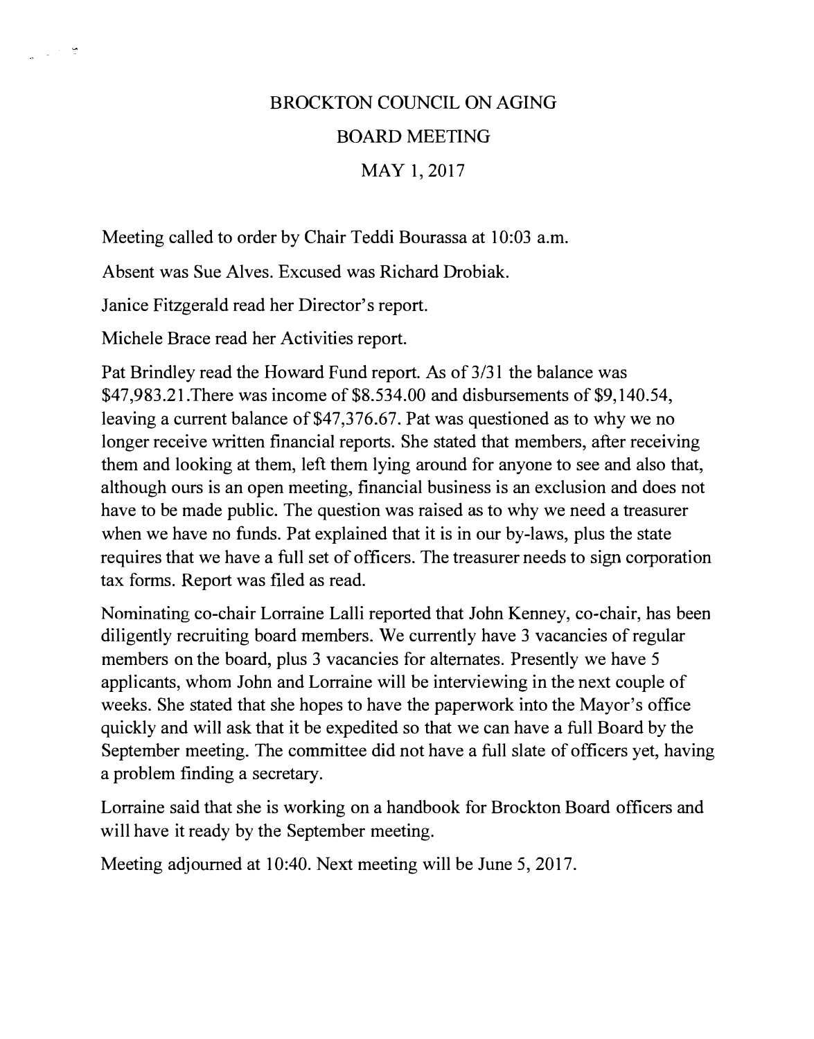# BROCKTON COUNCIL ON AGING

## BOARD MEETING

## MAY 1, 2017

Meeting called to order by Chair Teddi Bourassa at 10:03 a.m.

Absent was Sue Alves. Excused was Richard Drobiak.

Janice Fitzgerald read her Director's report.

Michele Brace read her Activities report.

Pat Brindley read the Howard Fund report. As of 3/31 the balance was $47,983.21.There was income of $8.534.00 and disbursements of $9,140.54, leaving a current balance of $47,376.67. Pat was questioned as to why we no longer receive written financial reports. She stated that members, after receiving them and looking at them, left them lying around for anyone to see and also that, although ours is an open meeting, financial business is an exclusion and does not have to be made public. The question was raised as to why we need a treasurer when we have no funds. Pat explained that it is in our by-laws, plus the state requires that we have a full set of officers. The treasurer needs to sign corporation tax forms. Report was filed as read.

Nominating co-chair Lorraine Lalli reported that John Kenney, co-chair, has been diligently recruiting board members. We currently have 3 vacancies of regular members on the board, plus 3 vacancies for alternates. Presently we have 5 applicants, whom John and Lorraine will be interviewing in the next couple of weeks. She stated that she hopes to have the paperwork into the Mayor's office quickly and will ask that it be expedited so that we can have a full Board by the September meeting. The committee did not have a full slate of officers yet, having a problem finding a secretary.

Lorraine said that she is working on a handbook for Brockton Board officers and will have it ready by the September meeting.

Meeting adjourned at 10:40. Next meeting will be June 5, 2017.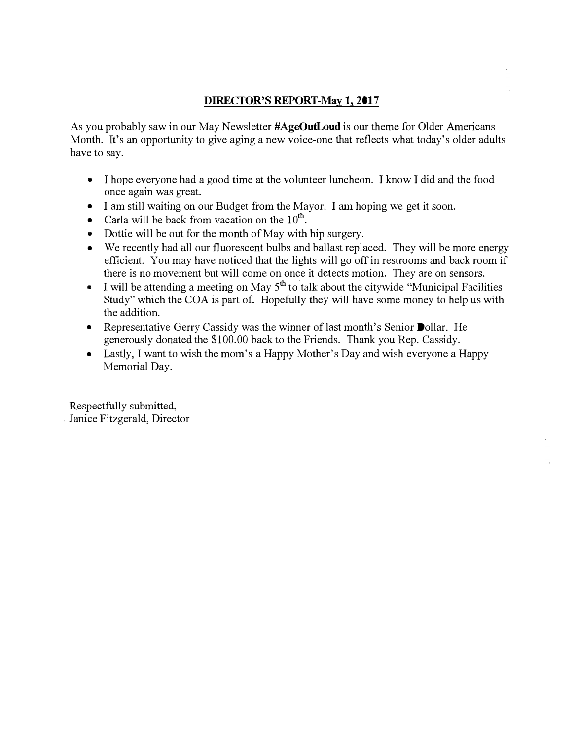## DIRECTOR'S REPORT-May 1, 2017

As you probably saw in our May Newsletter **#AgeOutLoud** is our theme for Older Americans Month. It's an opportunity to give aging a new voice-one that reflects what today's older adults have to say.

- I hope everyone had a good time at the volunteer luncheon. I know I did and the food once again was great.
- I am still waiting on our Budget from the Mayor. I am hoping we get it soon.
- Carla will be back from vacation on the 10th.
- Dottie will be out for the month of May with hip surgery.
- We recently had all our fluorescent bulbs and ballast replaced. They will be more energy efficient. You may have noticed that the lights will go off in restrooms and back room if there is no movement but will come on once it detects motion. They are on sensors.
- I will be attending a meeting on May 5th to talk about the citywide "Municipal Facilities Study" which the COA is part of. Hopefully they will have some money to help us with the addition.
- Representative Gerry Cassidy was the winner of last month's Senior Dollar. He generously donated the $100.00 back to the Friends. Thank you Rep. Cassidy.
- Lastly, I want to wish the mom's a Happy Mother's Day and wish everyone a Happy Memorial Day.

Respectfully submitted,
Janice Fitzgerald, Director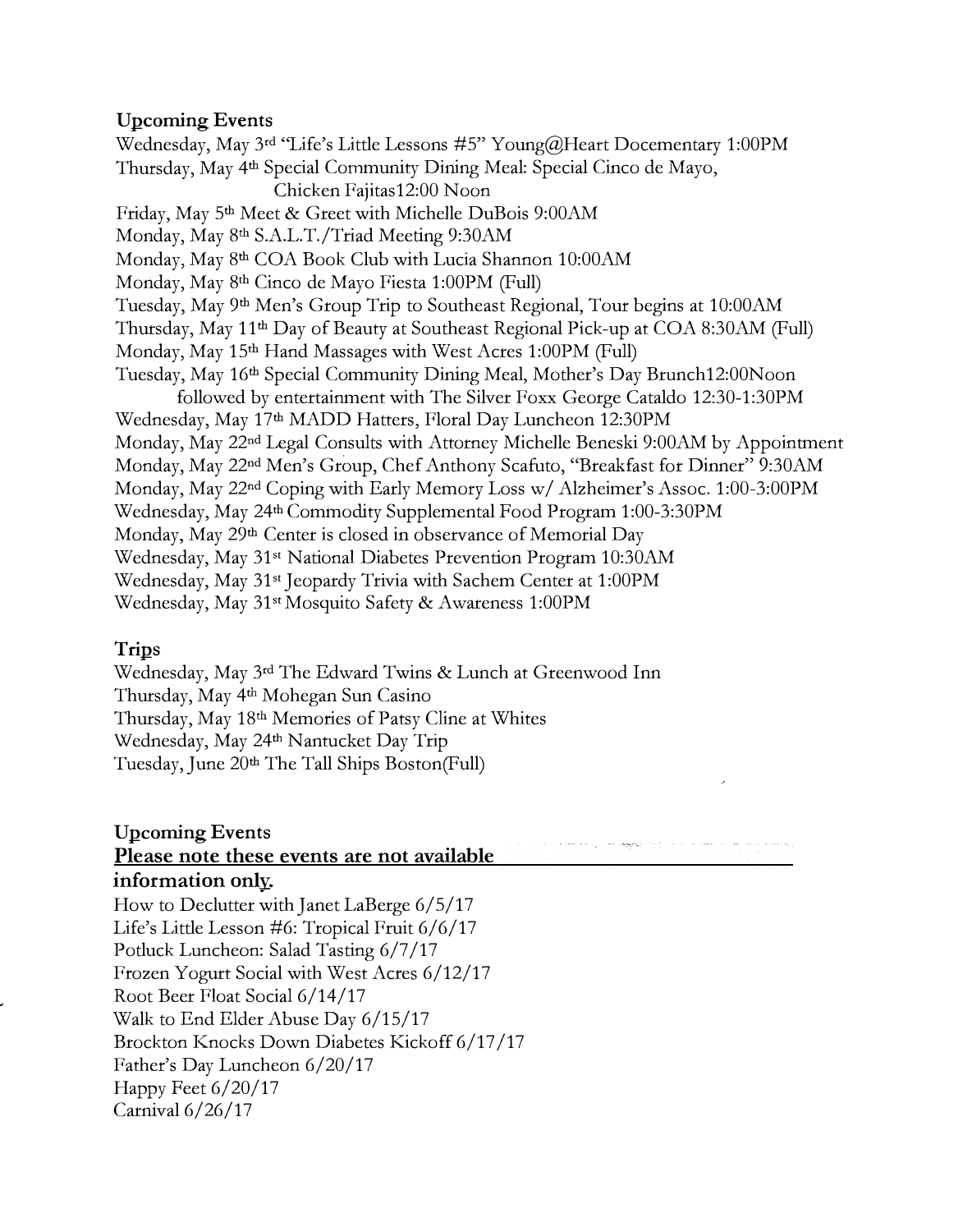### Upcoming Events

Wednesday, May 3rd "Life's Little Lessons #5" Young@Heart Docementary 1:00PM
Thursday, May 4th Special Community Dining Meal: Special Cinco de Mayo, Chicken Fajitas12:00 Noon
Friday, May 5th Meet & Greet with Michelle DuBois 9:00AM
Monday, May 8th S.A.L.T./Triad Meeting 9:30AM
Monday, May 8th COA Book Club with Lucia Shannon 10:00AM
Monday, May 8th Cinco de Mayo Fiesta 1:00PM (Full)
Tuesday, May 9th Men's Group Trip to Southeast Regional, Tour begins at 10:00AM
Thursday, May 11th Day of Beauty at Southeast Regional Pick-up at COA 8:30AM (Full)
Monday, May 15th Hand Massages with West Acres 1:00PM (Full)
Tuesday, May 16th Special Community Dining Meal, Mother's Day Brunch12:00Noon followed by entertainment with The Silver Foxx George Cataldo 12:30-1:30PM
Wednesday, May 17th MADD Hatters, Floral Day Luncheon 12:30PM
Monday, May 22nd Legal Consults with Attorney Michelle Beneski 9:00AM by Appointment
Monday, May 22nd Men's Group, Chef Anthony Scafuto, "Breakfast for Dinner" 9:30AM
Monday, May 22nd Coping with Early Memory Loss w/ Alzheimer's Assoc. 1:00-3:00PM
Wednesday, May 24th Commodity Supplemental Food Program 1:00-3:30PM
Monday, May 29th Center is closed in observance of Memorial Day
Wednesday, May 31st National Diabetes Prevention Program 10:30AM
Wednesday, May 31st Jeopardy Trivia with Sachem Center at 1:00PM
Wednesday, May 31st Mosquito Safety & Awareness 1:00PM

### Trips

Wednesday, May 3rd The Edward Twins & Lunch at Greenwood Inn
Thursday, May 4th Mohegan Sun Casino
Thursday, May 18th Memories of Patsy Cline at Whites
Wednesday, May 24th Nantucket Day Trip
Tuesday, June 20th The Tall Ships Boston(Full)

### Upcoming Events

**Please note these events are not available information only.**

How to Declutter with Janet LaBerge 6/5/17
Life's Little Lesson #6: Tropical Fruit 6/6/17
Potluck Luncheon: Salad Tasting 6/7/17
Frozen Yogurt Social with West Acres 6/12/17
Root Beer Float Social 6/14/17
Walk to End Elder Abuse Day 6/15/17
Brockton Knocks Down Diabetes Kickoff 6/17/17
Father's Day Luncheon 6/20/17
Happy Feet 6/20/17
Carnival 6/26/17